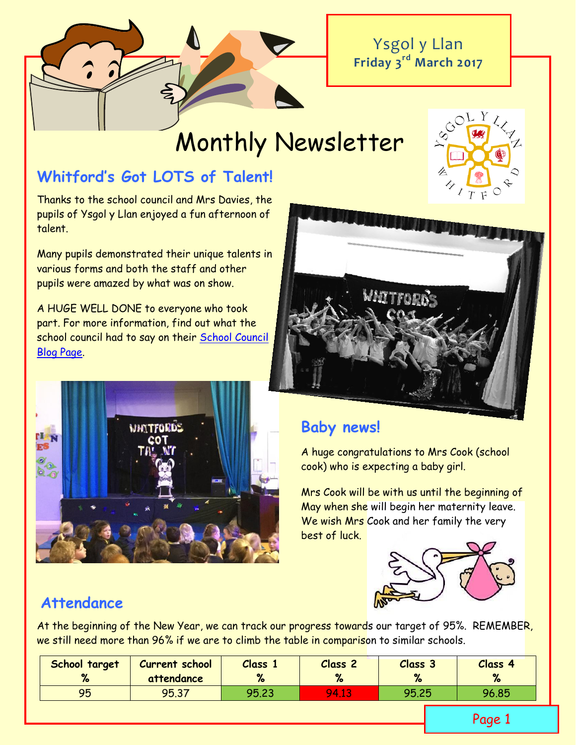Ysgol y Llan
**Friday 3rd March 2017**

# Monthly Newsletter

## Whitford's Got LOTS of Talent!

Thanks to the school council and Mrs Davies, the pupils of Ysgol y Llan enjoyed a fun afternoon of talent.

Many pupils demonstrated their unique talents in various forms and both the staff and other pupils were amazed by what was on show.

A HUGE WELL DONE to everyone who took part. For more information, find out what the school council had to say on their School Council Blog Page.

## Baby news!

A huge congratulations to Mrs Cook (school cook) who is expecting a baby girl.

Mrs Cook will be with us until the beginning of May when she will begin her maternity leave. We wish Mrs Cook and her family the very best of luck.

## Attendance

At the beginning of the New Year, we can track our progress towards our target of 95%. REMEMBER, we still need more than 96% if we are to climb the table in comparison to similar schools.

| School target % | Current school attendance | Class 1 % | Class 2 % | Class 3 % | Class 4 % |
|---|---|---|---|---|---|
| 95 | 95.37 | 95.23 | 94.13 | 95.25 | 96.85 |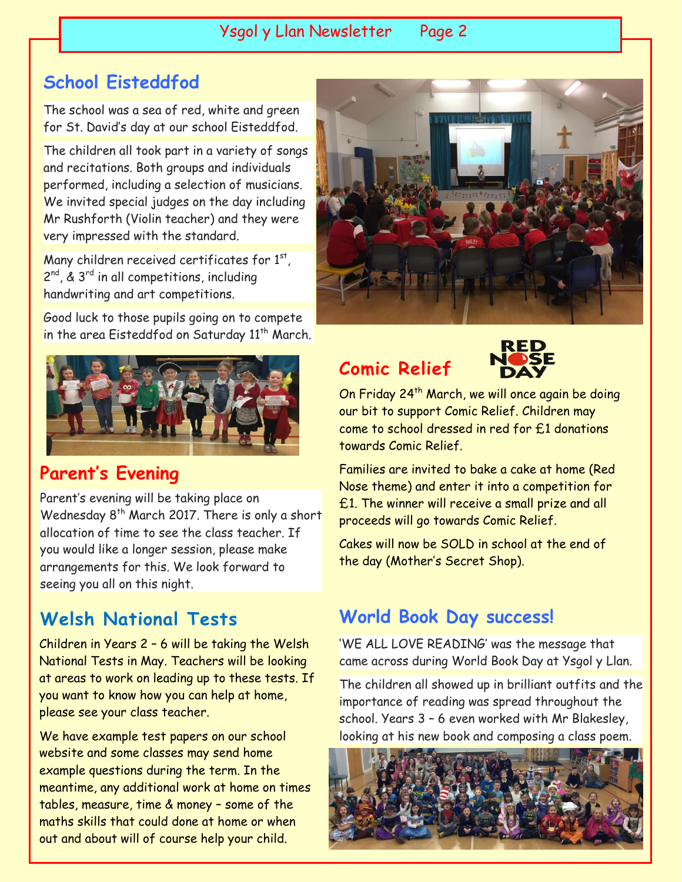## School Eisteddfod

The school was a sea of red, white and green for St. David's day at our school Eisteddfod.

The children all took part in a variety of songs and recitations. Both groups and individuals performed, including a selection of musicians. We invited special judges on the day including Mr Rushforth (Violin teacher) and they were very impressed with the standard.

Many children received certificates for 1st, 2nd, & 3rd in all competitions, including handwriting and art competitions.

Good luck to those pupils going on to compete in the area Eisteddfod on Saturday 11th March.

## Parent's Evening

Parent's evening will be taking place on Wednesday 8th March 2017. There is only a short allocation of time to see the class teacher. If you would like a longer session, please make arrangements for this. We look forward to seeing you all on this night.

## Welsh National Tests

Children in Years 2 – 6 will be taking the Welsh National Tests in May. Teachers will be looking at areas to work on leading up to these tests. If you want to know how you can help at home, please see your class teacher.

We have example test papers on our school website and some classes may send home example questions during the term. In the meantime, any additional work at home on times tables, measure, time & money – some of the maths skills that could done at home or when out and about will of course help your child.

## Comic Relief

On Friday 24th March, we will once again be doing our bit to support Comic Relief. Children may come to school dressed in red for £1 donations towards Comic Relief.

Families are invited to bake a cake at home (Red Nose theme) and enter it into a competition for £1. The winner will receive a small prize and all proceeds will go towards Comic Relief.

Cakes will now be SOLD in school at the end of the day (Mother's Secret Shop).

## World Book Day success!

'WE ALL LOVE READING' was the message that came across during World Book Day at Ysgol y Llan.

The children all showed up in brilliant outfits and the importance of reading was spread throughout the school. Years 3 – 6 even worked with Mr Blakesley, looking at his new book and composing a class poem.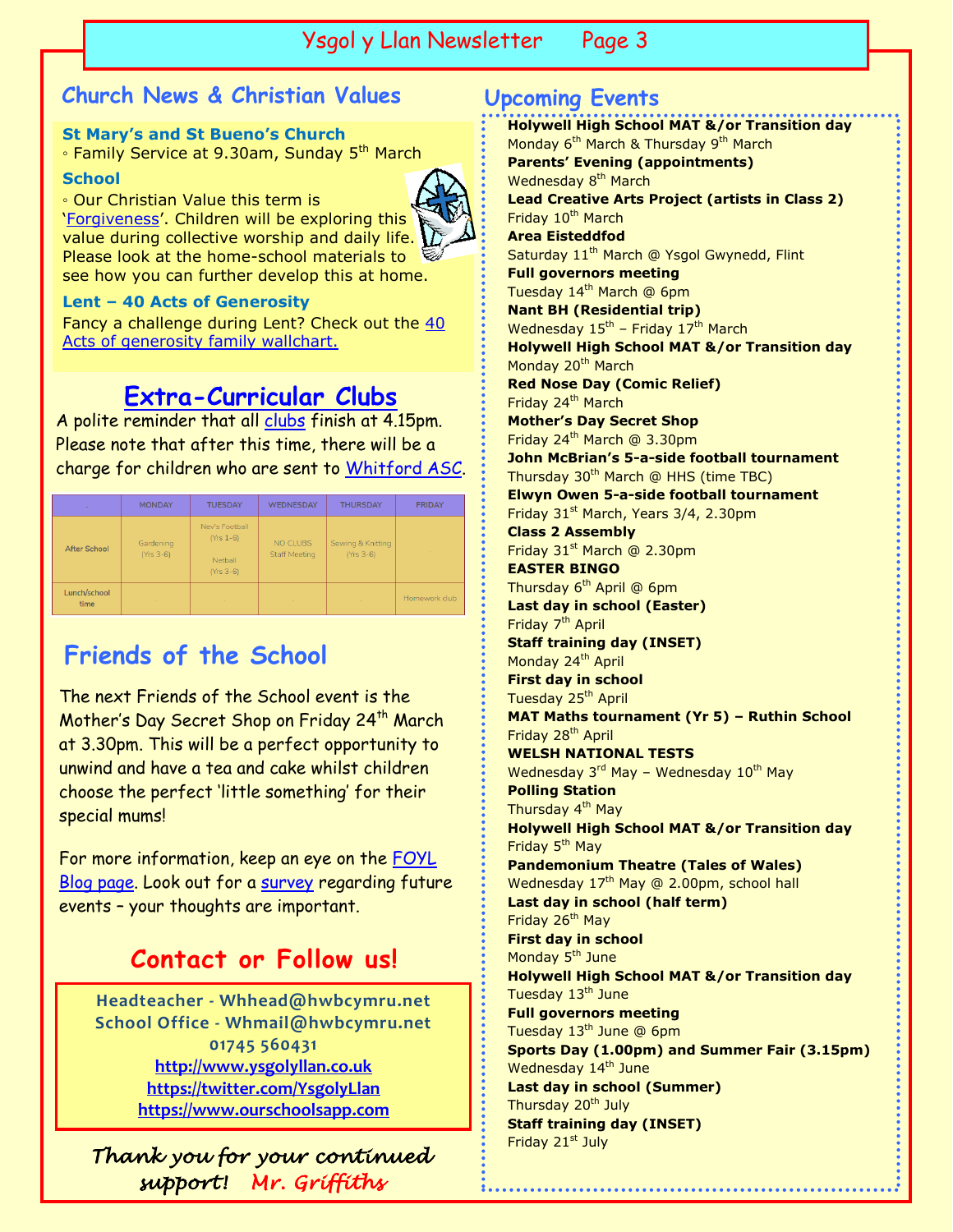## Church News & Christian Values

**St Mary's and St Bueno's Church**

◦ Family Service at 9.30am, Sunday 5th March

**School**

◦ Our Christian Value this term is 'Forgiveness'. Children will be exploring this value during collective worship and daily life. Please look at the home-school materials to see how you can further develop this at home.

**Lent – 40 Acts of Generosity**

Fancy a challenge during Lent? Check out the 40 Acts of generosity family wallchart.

## Extra-Curricular Clubs

A polite reminder that all clubs finish at 4.15pm. Please note that after this time, there will be a charge for children who are sent to Whitford ASC.

| - | MONDAY | TUESDAY | WEDNESDAY | THURSDAY | FRIDAY |
|---|---|---|---|---|---|
| After School | Gardening (Yrs 3-6) | Nev's Football (Yrs 1-6) Netball (Yrs 3-6) | NO CLUBS Staff Meeting | Sewing & Knitting (Yrs 3-6) | - |
| Lunch/school time | - | - | - | - | Homework club |

## Friends of the School

The next Friends of the School event is the Mother's Day Secret Shop on Friday 24th March at 3.30pm. This will be a perfect opportunity to unwind and have a tea and cake whilst children choose the perfect 'little something' for their special mums!

For more information, keep an eye on the FOYL Blog page. Look out for a survey regarding future events – your thoughts are important.

## Contact or Follow us!

**Headteacher - Whhead@hwbcymru.net**
**School Office - Whmail@hwbcymru.net**
**01745 560431**
**http://www.ysgolyllan.co.uk**
**https://twitter.com/YsgolyLlan**
**https://www.ourschoolsapp.com**

*Thank you for your continued support!* *Mr. Griffiths*

## Upcoming Events

**Holywell High School MAT &/or Transition day**
Monday 6th March & Thursday 9th March

**Parents' Evening (appointments)**
Wednesday 8th March

**Lead Creative Arts Project (artists in Class 2)**
Friday 10th March

**Area Eisteddfod**
Saturday 11th March @ Ysgol Gwynedd, Flint

**Full governors meeting**
Tuesday 14th March @ 6pm

**Nant BH (Residential trip)**
Wednesday 15th – Friday 17th March

**Holywell High School MAT &/or Transition day**
Monday 20th March

**Red Nose Day (Comic Relief)**
Friday 24th March

**Mother's Day Secret Shop**
Friday 24th March @ 3.30pm

**John McBrian's 5-a-side football tournament**
Thursday 30th March @ HHS (time TBC)

**Elwyn Owen 5-a-side football tournament**
Friday 31st March, Years 3/4, 2.30pm

**Class 2 Assembly**
Friday 31st March @ 2.30pm

**EASTER BINGO**
Thursday 6th April @ 6pm

**Last day in school (Easter)**
Friday 7th April

**Staff training day (INSET)**
Monday 24th April

**First day in school**
Tuesday 25th April

**MAT Maths tournament (Yr 5) – Ruthin School**
Friday 28th April

**WELSH NATIONAL TESTS**
Wednesday 3rd May – Wednesday 10th May

**Polling Station**
Thursday 4th May

**Holywell High School MAT &/or Transition day**
Friday 5th May

**Pandemonium Theatre (Tales of Wales)**
Wednesday 17th May @ 2.00pm, school hall

**Last day in school (half term)**
Friday 26th May

**First day in school**
Monday 5th June

**Holywell High School MAT &/or Transition day**
Tuesday 13th June

**Full governors meeting**
Tuesday 13th June @ 6pm

**Sports Day (1.00pm) and Summer Fair (3.15pm)**
Wednesday 14th June

**Last day in school (Summer)**
Thursday 20th July

**Staff training day (INSET)**
Friday 21st July